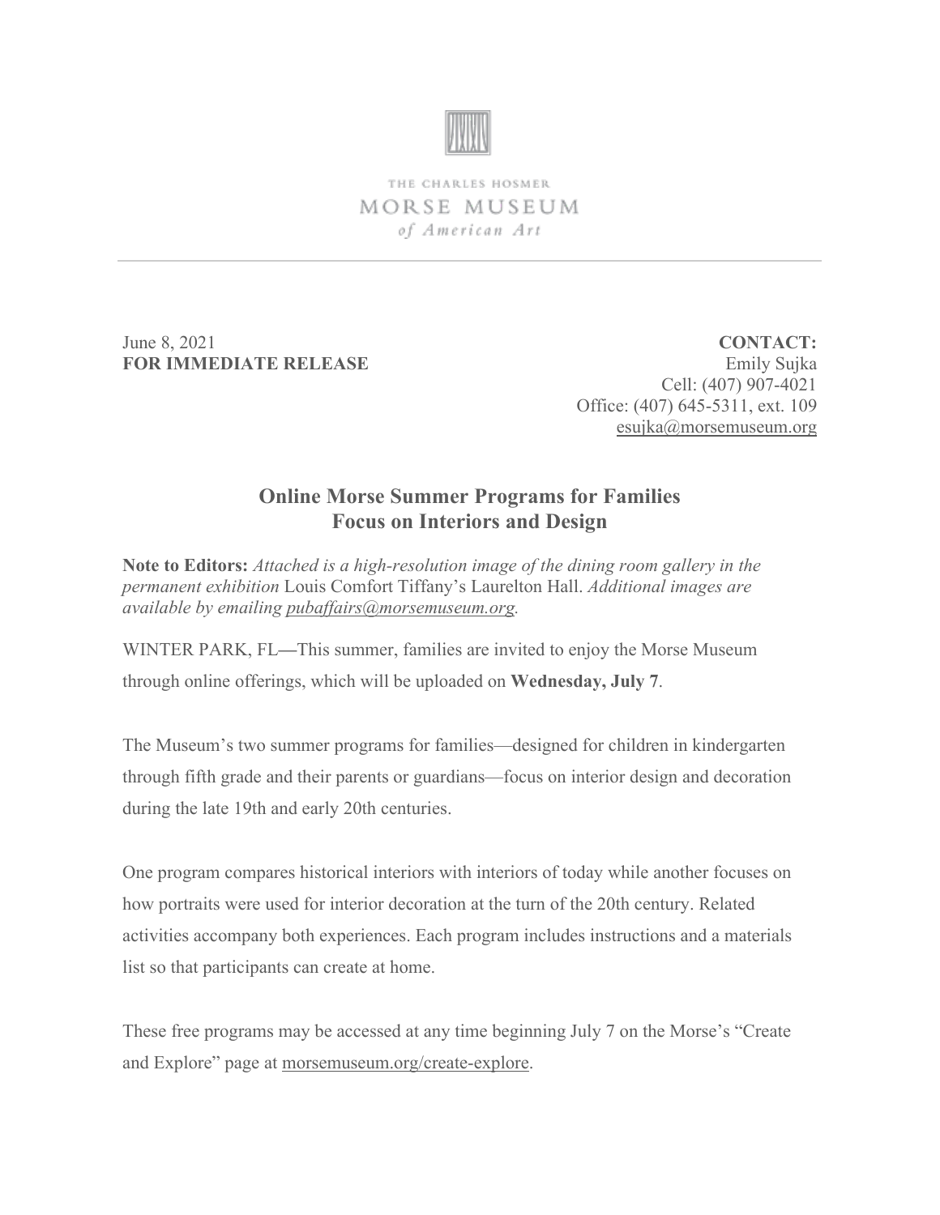THE CHARLES HOSMER
MORSE MUSEUM
*of American Art*

June 8, 2021
**FOR IMMEDIATE RELEASE**

**CONTACT:**
Emily Sujka
Cell: (407) 907-4021
Office: (407) 645-5311, ext. 109
esujka@morsemuseum.org

## Online Morse Summer Programs for Families Focus on Interiors and Design

**Note to Editors:** *Attached is a high-resolution image of the dining room gallery in the permanent exhibition* Louis Comfort Tiffany's Laurelton Hall. *Additional images are available by emailing pubaffairs@morsemuseum.org.*

WINTER PARK, FL—This summer, families are invited to enjoy the Morse Museum through online offerings, which will be uploaded on **Wednesday, July 7**.

The Museum's two summer programs for families—designed for children in kindergarten through fifth grade and their parents or guardians—focus on interior design and decoration during the late 19th and early 20th centuries.

One program compares historical interiors with interiors of today while another focuses on how portraits were used for interior decoration at the turn of the 20th century. Related activities accompany both experiences. Each program includes instructions and a materials list so that participants can create at home.

These free programs may be accessed at any time beginning July 7 on the Morse's "Create and Explore" page at morsemuseum.org/create-explore.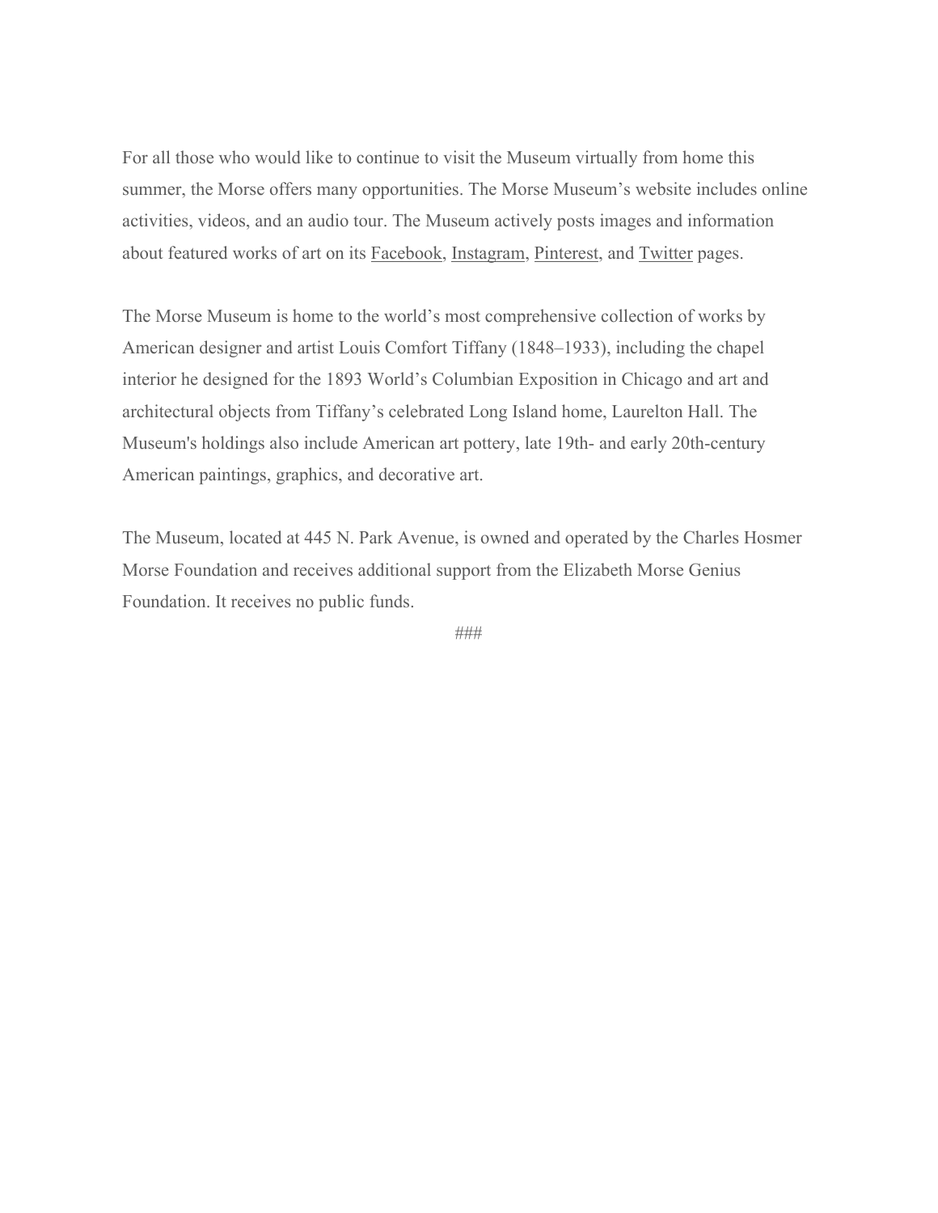For all those who would like to continue to visit the Museum virtually from home this summer, the Morse offers many opportunities. The Morse Museum's website includes online activities, videos, and an audio tour. The Museum actively posts images and information about featured works of art on its Facebook, Instagram, Pinterest, and Twitter pages.

The Morse Museum is home to the world's most comprehensive collection of works by American designer and artist Louis Comfort Tiffany (1848–1933), including the chapel interior he designed for the 1893 World's Columbian Exposition in Chicago and art and architectural objects from Tiffany's celebrated Long Island home, Laurelton Hall. The Museum's holdings also include American art pottery, late 19th- and early 20th-century American paintings, graphics, and decorative art.

The Museum, located at 445 N. Park Avenue, is owned and operated by the Charles Hosmer Morse Foundation and receives additional support from the Elizabeth Morse Genius Foundation. It receives no public funds.

###